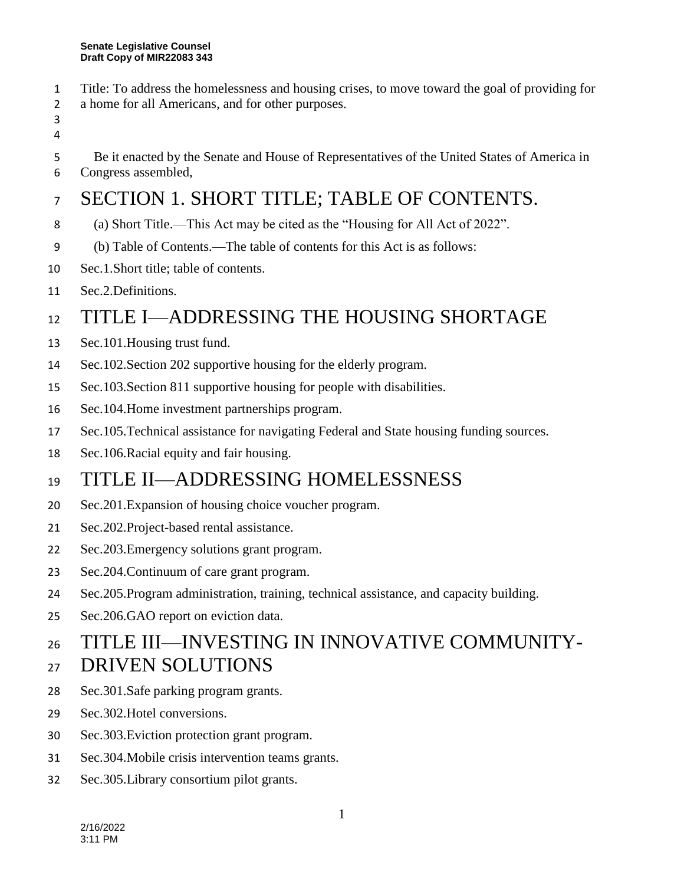**Senate Legislative Counsel**
**Draft Copy of MIR22083 343**

Title: To address the homelessness and housing crises, to move toward the goal of providing for a home for all Americans, and for other purposes.

Be it enacted by the Senate and House of Representatives of the United States of America in Congress assembled,

# SECTION 1. SHORT TITLE; TABLE OF CONTENTS.

(a) Short Title.—This Act may be cited as the "Housing for All Act of 2022".

(b) Table of Contents.—The table of contents for this Act is as follows:

Sec.1.Short title; table of contents.

Sec.2.Definitions.

# TITLE I—ADDRESSING THE HOUSING SHORTAGE

Sec.101.Housing trust fund.

Sec.102.Section 202 supportive housing for the elderly program.

Sec.103.Section 811 supportive housing for people with disabilities.

Sec.104.Home investment partnerships program.

Sec.105.Technical assistance for navigating Federal and State housing funding sources.

Sec.106.Racial equity and fair housing.

# TITLE II—ADDRESSING HOMELESSNESS

Sec.201.Expansion of housing choice voucher program.

Sec.202.Project-based rental assistance.

Sec.203.Emergency solutions grant program.

Sec.204.Continuum of care grant program.

Sec.205.Program administration, training, technical assistance, and capacity building.

Sec.206.GAO report on eviction data.

# TITLE III—INVESTING IN INNOVATIVE COMMUNITY-DRIVEN SOLUTIONS

Sec.301.Safe parking program grants.

Sec.302.Hotel conversions.

Sec.303.Eviction protection grant program.

Sec.304.Mobile crisis intervention teams grants.

Sec.305.Library consortium pilot grants.

2/16/2022
3:11 PM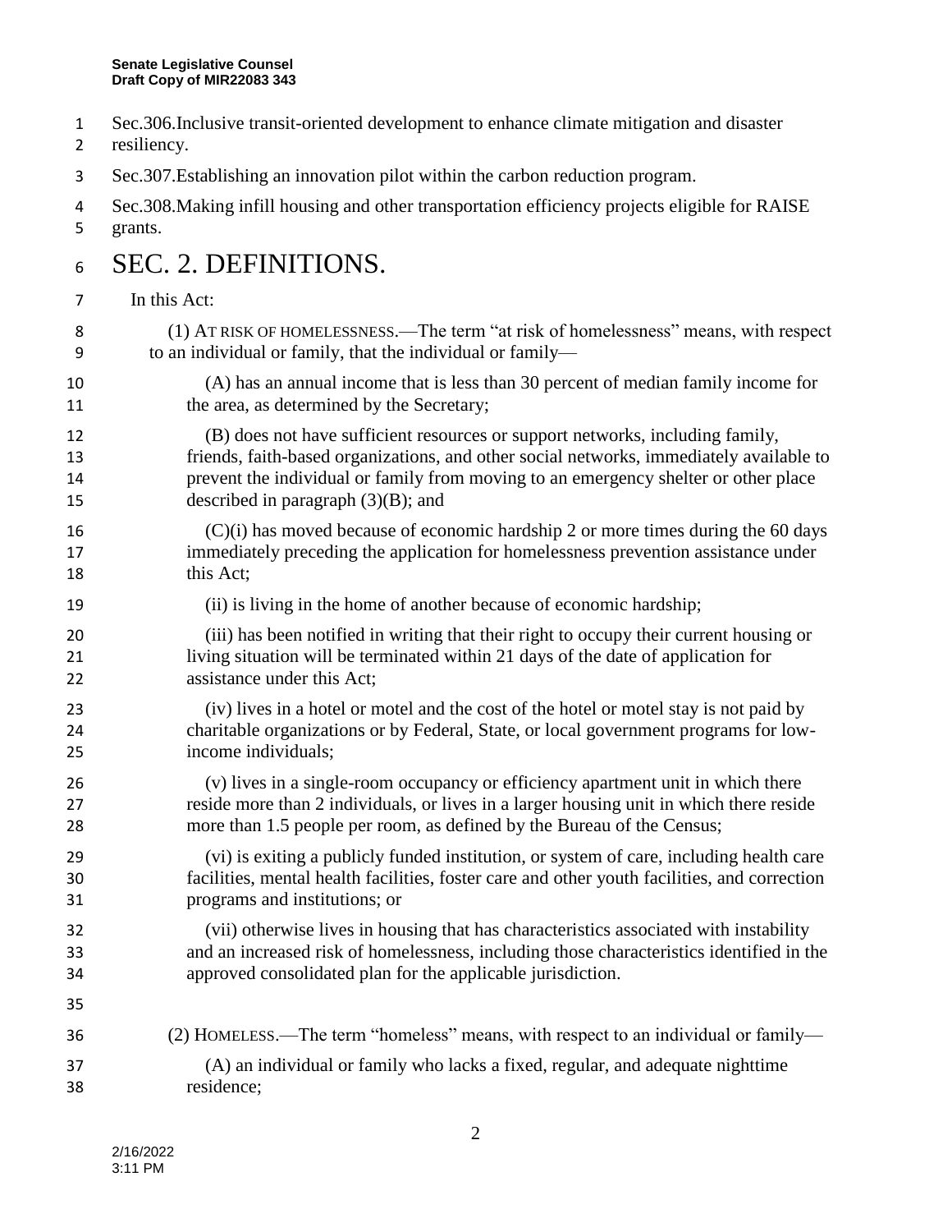Sec.306.Inclusive transit-oriented development to enhance climate mitigation and disaster resiliency.

Sec.307.Establishing an innovation pilot within the carbon reduction program.

Sec.308.Making infill housing and other transportation efficiency projects eligible for RAISE grants.

# SEC. 2. DEFINITIONS.

In this Act:

(1) AT RISK OF HOMELESSNESS.—The term "at risk of homelessness" means, with respect to an individual or family, that the individual or family—

(A) has an annual income that is less than 30 percent of median family income for the area, as determined by the Secretary;

(B) does not have sufficient resources or support networks, including family, friends, faith-based organizations, and other social networks, immediately available to prevent the individual or family from moving to an emergency shelter or other place described in paragraph (3)(B); and

(C)(i) has moved because of economic hardship 2 or more times during the 60 days immediately preceding the application for homelessness prevention assistance under this Act;

(ii) is living in the home of another because of economic hardship;

(iii) has been notified in writing that their right to occupy their current housing or living situation will be terminated within 21 days of the date of application for assistance under this Act;

(iv) lives in a hotel or motel and the cost of the hotel or motel stay is not paid by charitable organizations or by Federal, State, or local government programs for low-income individuals;

(v) lives in a single-room occupancy or efficiency apartment unit in which there reside more than 2 individuals, or lives in a larger housing unit in which there reside more than 1.5 people per room, as defined by the Bureau of the Census;

(vi) is exiting a publicly funded institution, or system of care, including health care facilities, mental health facilities, foster care and other youth facilities, and correction programs and institutions; or

(vii) otherwise lives in housing that has characteristics associated with instability and an increased risk of homelessness, including those characteristics identified in the approved consolidated plan for the applicable jurisdiction.

(2) HOMELESS.—The term "homeless" means, with respect to an individual or family—

(A) an individual or family who lacks a fixed, regular, and adequate nighttime residence;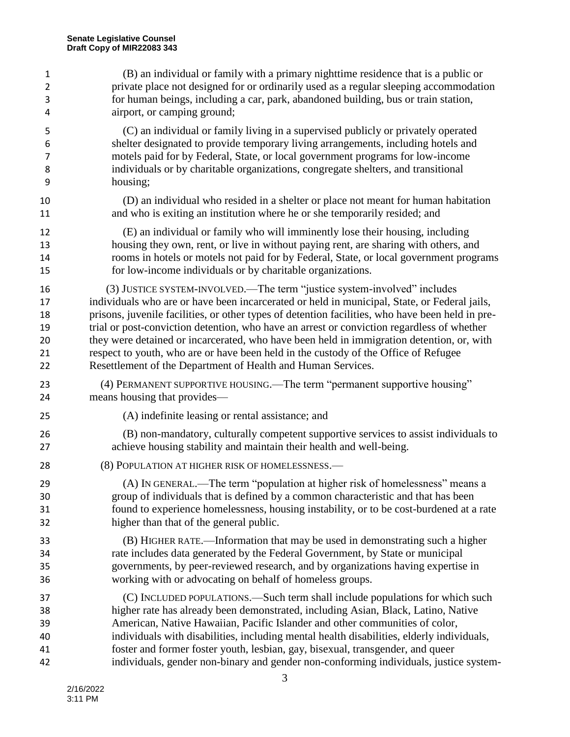(B) an individual or family with a primary nighttime residence that is a public or private place not designed for or ordinarily used as a regular sleeping accommodation for human beings, including a car, park, abandoned building, bus or train station, airport, or camping ground;

(C) an individual or family living in a supervised publicly or privately operated shelter designated to provide temporary living arrangements, including hotels and motels paid for by Federal, State, or local government programs for low-income individuals or by charitable organizations, congregate shelters, and transitional housing;

(D) an individual who resided in a shelter or place not meant for human habitation and who is exiting an institution where he or she temporarily resided; and

(E) an individual or family who will imminently lose their housing, including housing they own, rent, or live in without paying rent, are sharing with others, and rooms in hotels or motels not paid for by Federal, State, or local government programs for low-income individuals or by charitable organizations.

(3) JUSTICE SYSTEM-INVOLVED.—The term "justice system-involved" includes individuals who are or have been incarcerated or held in municipal, State, or Federal jails, prisons, juvenile facilities, or other types of detention facilities, who have been held in pre-trial or post-conviction detention, who have an arrest or conviction regardless of whether they were detained or incarcerated, who have been held in immigration detention, or, with respect to youth, who are or have been held in the custody of the Office of Refugee Resettlement of the Department of Health and Human Services.

(4) PERMANENT SUPPORTIVE HOUSING.—The term "permanent supportive housing" means housing that provides—

(A) indefinite leasing or rental assistance; and

(B) non-mandatory, culturally competent supportive services to assist individuals to achieve housing stability and maintain their health and well-being.

(8) POPULATION AT HIGHER RISK OF HOMELESSNESS.—

(A) IN GENERAL.—The term "population at higher risk of homelessness" means a group of individuals that is defined by a common characteristic and that has been found to experience homelessness, housing instability, or to be cost-burdened at a rate higher than that of the general public.

(B) HIGHER RATE.—Information that may be used in demonstrating such a higher rate includes data generated by the Federal Government, by State or municipal governments, by peer-reviewed research, and by organizations having expertise in working with or advocating on behalf of homeless groups.

(C) INCLUDED POPULATIONS.—Such term shall include populations for which such higher rate has already been demonstrated, including Asian, Black, Latino, Native American, Native Hawaiian, Pacific Islander and other communities of color, individuals with disabilities, including mental health disabilities, elderly individuals, foster and former foster youth, lesbian, gay, bisexual, transgender, and queer individuals, gender non-binary and gender non-conforming individuals, justice system-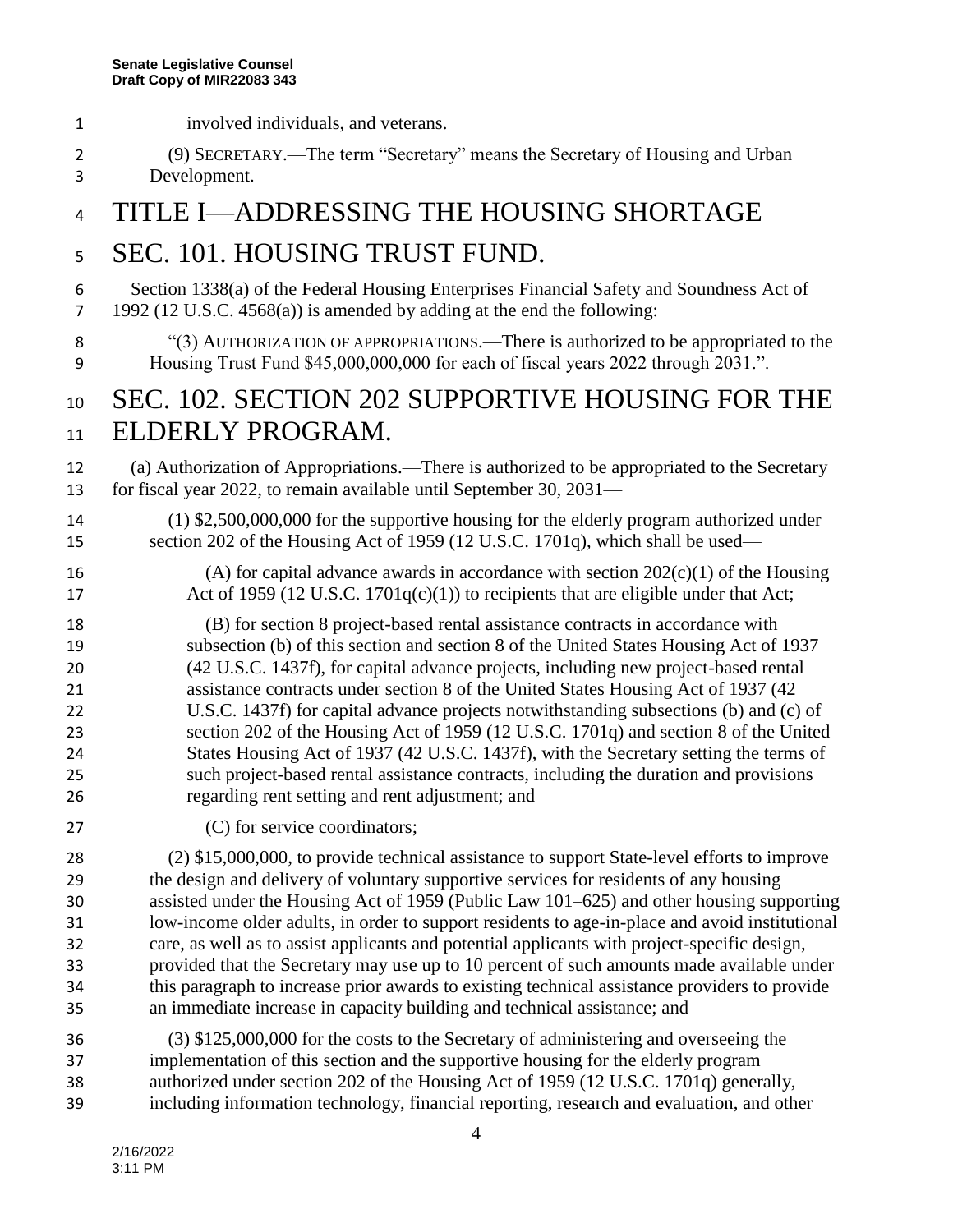involved individuals, and veterans.

(9) SECRETARY.—The term "Secretary" means the Secretary of Housing and Urban Development.

# TITLE I—ADDRESSING THE HOUSING SHORTAGE

## SEC. 101. HOUSING TRUST FUND.

Section 1338(a) of the Federal Housing Enterprises Financial Safety and Soundness Act of 1992 (12 U.S.C. 4568(a)) is amended by adding at the end the following:

"(3) AUTHORIZATION OF APPROPRIATIONS.—There is authorized to be appropriated to the Housing Trust Fund $45,000,000,000 for each of fiscal years 2022 through 2031.".

## SEC. 102. SECTION 202 SUPPORTIVE HOUSING FOR THE ELDERLY PROGRAM.

(a) Authorization of Appropriations.—There is authorized to be appropriated to the Secretary for fiscal year 2022, to remain available until September 30, 2031—

(1) $2,500,000,000 for the supportive housing for the elderly program authorized under section 202 of the Housing Act of 1959 (12 U.S.C. 1701q), which shall be used—

(A) for capital advance awards in accordance with section 202(c)(1) of the Housing Act of 1959 (12 U.S.C. 1701q(c)(1)) to recipients that are eligible under that Act;

(B) for section 8 project-based rental assistance contracts in accordance with subsection (b) of this section and section 8 of the United States Housing Act of 1937 (42 U.S.C. 1437f), for capital advance projects, including new project-based rental assistance contracts under section 8 of the United States Housing Act of 1937 (42 U.S.C. 1437f) for capital advance projects notwithstanding subsections (b) and (c) of section 202 of the Housing Act of 1959 (12 U.S.C. 1701q) and section 8 of the United States Housing Act of 1937 (42 U.S.C. 1437f), with the Secretary setting the terms of such project-based rental assistance contracts, including the duration and provisions regarding rent setting and rent adjustment; and

(C) for service coordinators;

(2) $15,000,000, to provide technical assistance to support State-level efforts to improve the design and delivery of voluntary supportive services for residents of any housing assisted under the Housing Act of 1959 (Public Law 101–625) and other housing supporting low-income older adults, in order to support residents to age-in-place and avoid institutional care, as well as to assist applicants and potential applicants with project-specific design, provided that the Secretary may use up to 10 percent of such amounts made available under this paragraph to increase prior awards to existing technical assistance providers to provide an immediate increase in capacity building and technical assistance; and

(3) $125,000,000 for the costs to the Secretary of administering and overseeing the implementation of this section and the supportive housing for the elderly program authorized under section 202 of the Housing Act of 1959 (12 U.S.C. 1701q) generally, including information technology, financial reporting, research and evaluation, and other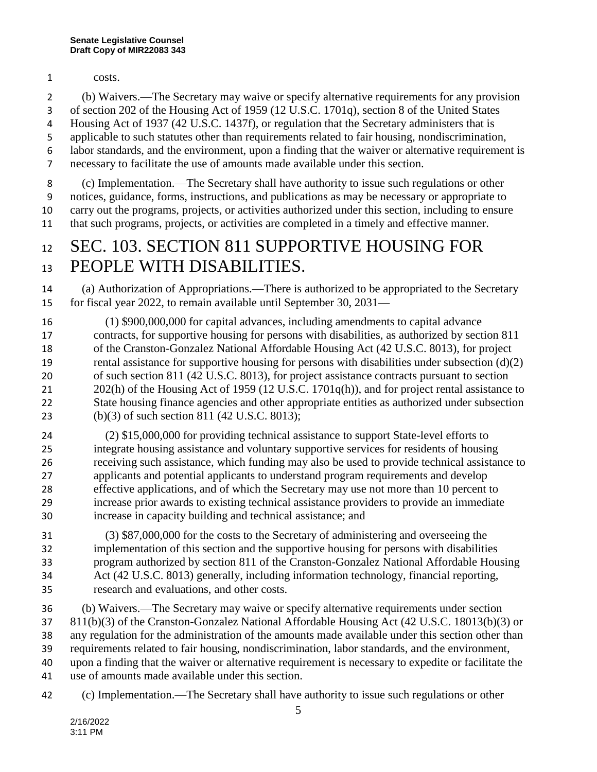costs.

(b) Waivers.—The Secretary may waive or specify alternative requirements for any provision of section 202 of the Housing Act of 1959 (12 U.S.C. 1701q), section 8 of the United States Housing Act of 1937 (42 U.S.C. 1437f), or regulation that the Secretary administers that is applicable to such statutes other than requirements related to fair housing, nondiscrimination, labor standards, and the environment, upon a finding that the waiver or alternative requirement is necessary to facilitate the use of amounts made available under this section.

(c) Implementation.—The Secretary shall have authority to issue such regulations or other notices, guidance, forms, instructions, and publications as may be necessary or appropriate to carry out the programs, projects, or activities authorized under this section, including to ensure that such programs, projects, or activities are completed in a timely and effective manner.

# SEC. 103. SECTION 811 SUPPORTIVE HOUSING FOR PEOPLE WITH DISABILITIES.

(a) Authorization of Appropriations.—There is authorized to be appropriated to the Secretary for fiscal year 2022, to remain available until September 30, 2031—

(1) $900,000,000 for capital advances, including amendments to capital advance contracts, for supportive housing for persons with disabilities, as authorized by section 811 of the Cranston-Gonzalez National Affordable Housing Act (42 U.S.C. 8013), for project rental assistance for supportive housing for persons with disabilities under subsection (d)(2) of such section 811 (42 U.S.C. 8013), for project assistance contracts pursuant to section 202(h) of the Housing Act of 1959 (12 U.S.C. 1701q(h)), and for project rental assistance to State housing finance agencies and other appropriate entities as authorized under subsection (b)(3) of such section 811 (42 U.S.C. 8013);

(2) $15,000,000 for providing technical assistance to support State-level efforts to integrate housing assistance and voluntary supportive services for residents of housing receiving such assistance, which funding may also be used to provide technical assistance to applicants and potential applicants to understand program requirements and develop effective applications, and of which the Secretary may use not more than 10 percent to increase prior awards to existing technical assistance providers to provide an immediate increase in capacity building and technical assistance; and

(3) $87,000,000 for the costs to the Secretary of administering and overseeing the implementation of this section and the supportive housing for persons with disabilities program authorized by section 811 of the Cranston-Gonzalez National Affordable Housing Act (42 U.S.C. 8013) generally, including information technology, financial reporting, research and evaluations, and other costs.

(b) Waivers.—The Secretary may waive or specify alternative requirements under section 811(b)(3) of the Cranston-Gonzalez National Affordable Housing Act (42 U.S.C. 18013(b)(3) or any regulation for the administration of the amounts made available under this section other than requirements related to fair housing, nondiscrimination, labor standards, and the environment, upon a finding that the waiver or alternative requirement is necessary to expedite or facilitate the use of amounts made available under this section.

(c) Implementation.—The Secretary shall have authority to issue such regulations or other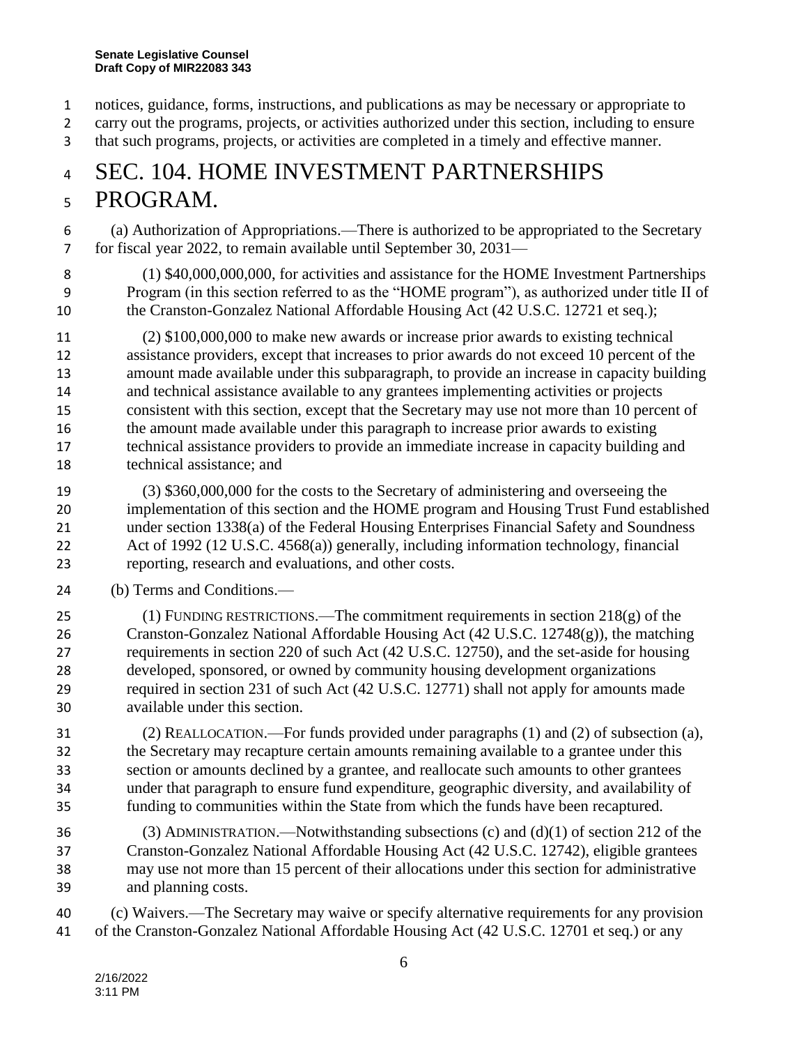notices, guidance, forms, instructions, and publications as may be necessary or appropriate to carry out the programs, projects, or activities authorized under this section, including to ensure that such programs, projects, or activities are completed in a timely and effective manner.

# SEC. 104. HOME INVESTMENT PARTNERSHIPS PROGRAM.

(a) Authorization of Appropriations.—There is authorized to be appropriated to the Secretary for fiscal year 2022, to remain available until September 30, 2031—

(1) $40,000,000,000, for activities and assistance for the HOME Investment Partnerships Program (in this section referred to as the "HOME program"), as authorized under title II of the Cranston-Gonzalez National Affordable Housing Act (42 U.S.C. 12721 et seq.);

(2) $100,000,000 to make new awards or increase prior awards to existing technical assistance providers, except that increases to prior awards do not exceed 10 percent of the amount made available under this subparagraph, to provide an increase in capacity building and technical assistance available to any grantees implementing activities or projects consistent with this section, except that the Secretary may use not more than 10 percent of the amount made available under this paragraph to increase prior awards to existing technical assistance providers to provide an immediate increase in capacity building and technical assistance; and

(3) $360,000,000 for the costs to the Secretary of administering and overseeing the implementation of this section and the HOME program and Housing Trust Fund established under section 1338(a) of the Federal Housing Enterprises Financial Safety and Soundness Act of 1992 (12 U.S.C. 4568(a)) generally, including information technology, financial reporting, research and evaluations, and other costs.

(b) Terms and Conditions.—

(1) FUNDING RESTRICTIONS.—The commitment requirements in section 218(g) of the Cranston-Gonzalez National Affordable Housing Act (42 U.S.C. 12748(g)), the matching requirements in section 220 of such Act (42 U.S.C. 12750), and the set-aside for housing developed, sponsored, or owned by community housing development organizations required in section 231 of such Act (42 U.S.C. 12771) shall not apply for amounts made available under this section.

(2) REALLOCATION.—For funds provided under paragraphs (1) and (2) of subsection (a), the Secretary may recapture certain amounts remaining available to a grantee under this section or amounts declined by a grantee, and reallocate such amounts to other grantees under that paragraph to ensure fund expenditure, geographic diversity, and availability of funding to communities within the State from which the funds have been recaptured.

(3) ADMINISTRATION.—Notwithstanding subsections (c) and (d)(1) of section 212 of the Cranston-Gonzalez National Affordable Housing Act (42 U.S.C. 12742), eligible grantees may use not more than 15 percent of their allocations under this section for administrative and planning costs.

(c) Waivers.—The Secretary may waive or specify alternative requirements for any provision of the Cranston-Gonzalez National Affordable Housing Act (42 U.S.C. 12701 et seq.) or any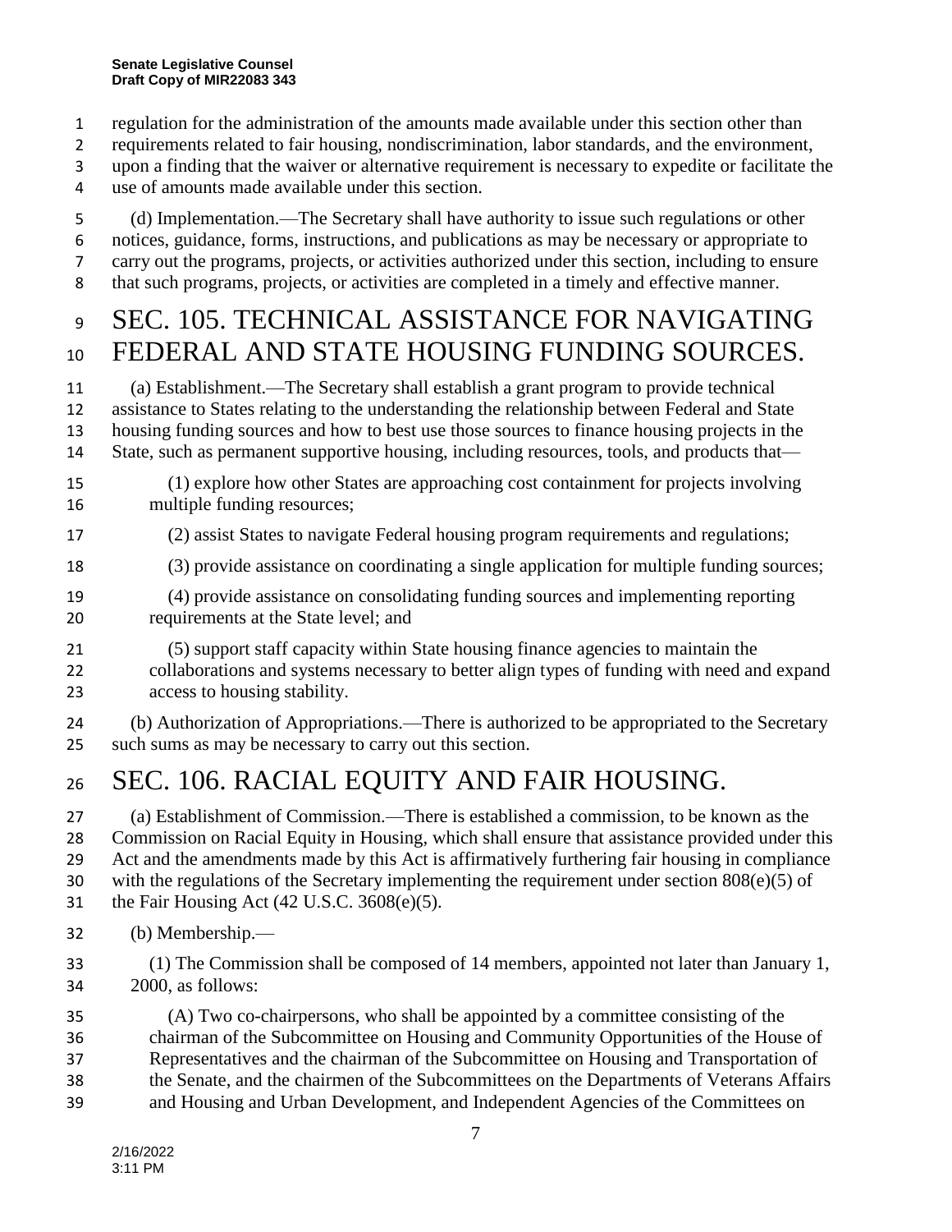regulation for the administration of the amounts made available under this section other than requirements related to fair housing, nondiscrimination, labor standards, and the environment, upon a finding that the waiver or alternative requirement is necessary to expedite or facilitate the use of amounts made available under this section.

(d) Implementation.—The Secretary shall have authority to issue such regulations or other notices, guidance, forms, instructions, and publications as may be necessary or appropriate to carry out the programs, projects, or activities authorized under this section, including to ensure that such programs, projects, or activities are completed in a timely and effective manner.

# SEC. 105. TECHNICAL ASSISTANCE FOR NAVIGATING FEDERAL AND STATE HOUSING FUNDING SOURCES.

(a) Establishment.—The Secretary shall establish a grant program to provide technical assistance to States relating to the understanding the relationship between Federal and State housing funding sources and how to best use those sources to finance housing projects in the State, such as permanent supportive housing, including resources, tools, and products that—

(1) explore how other States are approaching cost containment for projects involving multiple funding resources;

(2) assist States to navigate Federal housing program requirements and regulations;

(3) provide assistance on coordinating a single application for multiple funding sources;

(4) provide assistance on consolidating funding sources and implementing reporting requirements at the State level; and

(5) support staff capacity within State housing finance agencies to maintain the collaborations and systems necessary to better align types of funding with need and expand access to housing stability.

(b) Authorization of Appropriations.—There is authorized to be appropriated to the Secretary such sums as may be necessary to carry out this section.

# SEC. 106. RACIAL EQUITY AND FAIR HOUSING.

(a) Establishment of Commission.—There is established a commission, to be known as the Commission on Racial Equity in Housing, which shall ensure that assistance provided under this Act and the amendments made by this Act is affirmatively furthering fair housing in compliance with the regulations of the Secretary implementing the requirement under section 808(e)(5) of the Fair Housing Act (42 U.S.C. 3608(e)(5).

(b) Membership.—

(1) The Commission shall be composed of 14 members, appointed not later than January 1, 2000, as follows:

(A) Two co-chairpersons, who shall be appointed by a committee consisting of the chairman of the Subcommittee on Housing and Community Opportunities of the House of Representatives and the chairman of the Subcommittee on Housing and Transportation of the Senate, and the chairmen of the Subcommittees on the Departments of Veterans Affairs and Housing and Urban Development, and Independent Agencies of the Committees on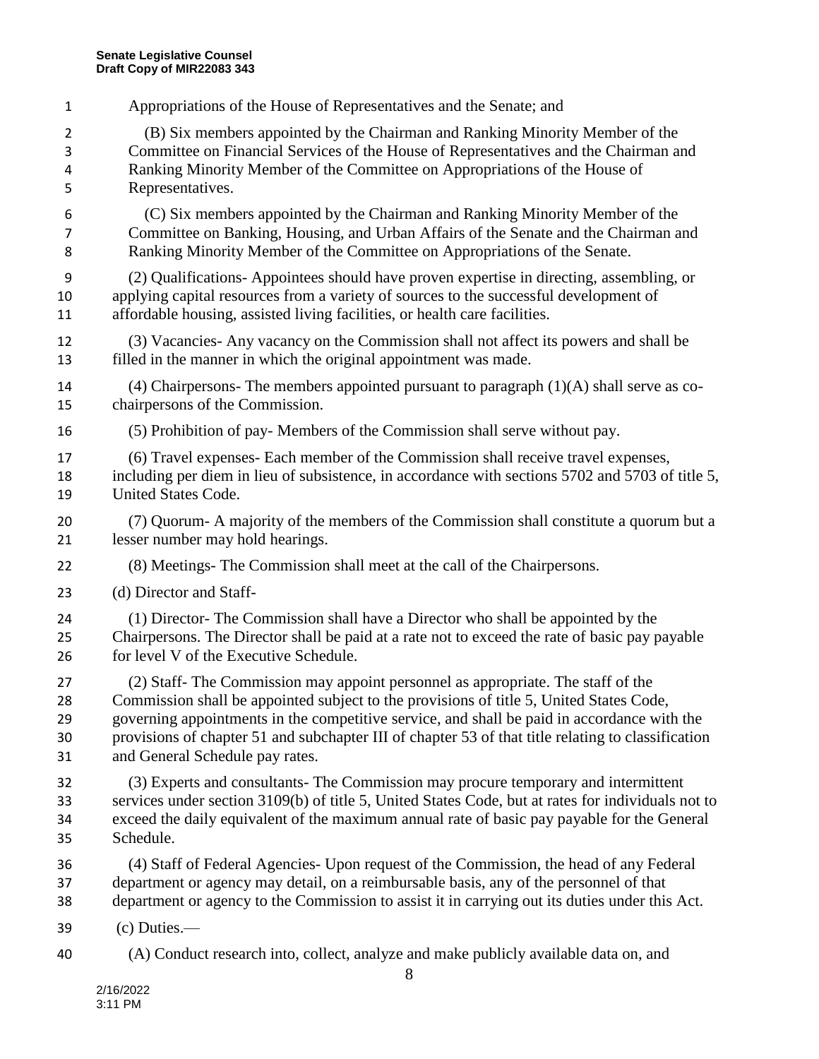Appropriations of the House of Representatives and the Senate; and

(B) Six members appointed by the Chairman and Ranking Minority Member of the Committee on Financial Services of the House of Representatives and the Chairman and Ranking Minority Member of the Committee on Appropriations of the House of Representatives.

(C) Six members appointed by the Chairman and Ranking Minority Member of the Committee on Banking, Housing, and Urban Affairs of the Senate and the Chairman and Ranking Minority Member of the Committee on Appropriations of the Senate.

(2) Qualifications- Appointees should have proven expertise in directing, assembling, or applying capital resources from a variety of sources to the successful development of affordable housing, assisted living facilities, or health care facilities.

(3) Vacancies- Any vacancy on the Commission shall not affect its powers and shall be filled in the manner in which the original appointment was made.

(4) Chairpersons- The members appointed pursuant to paragraph (1)(A) shall serve as co-chairpersons of the Commission.

(5) Prohibition of pay- Members of the Commission shall serve without pay.

(6) Travel expenses- Each member of the Commission shall receive travel expenses, including per diem in lieu of subsistence, in accordance with sections 5702 and 5703 of title 5, United States Code.

(7) Quorum- A majority of the members of the Commission shall constitute a quorum but a lesser number may hold hearings.

(8) Meetings- The Commission shall meet at the call of the Chairpersons.

(d) Director and Staff-

(1) Director- The Commission shall have a Director who shall be appointed by the Chairpersons. The Director shall be paid at a rate not to exceed the rate of basic pay payable for level V of the Executive Schedule.

(2) Staff- The Commission may appoint personnel as appropriate. The staff of the Commission shall be appointed subject to the provisions of title 5, United States Code, governing appointments in the competitive service, and shall be paid in accordance with the provisions of chapter 51 and subchapter III of chapter 53 of that title relating to classification and General Schedule pay rates.

(3) Experts and consultants- The Commission may procure temporary and intermittent services under section 3109(b) of title 5, United States Code, but at rates for individuals not to exceed the daily equivalent of the maximum annual rate of basic pay payable for the General Schedule.

(4) Staff of Federal Agencies- Upon request of the Commission, the head of any Federal department or agency may detail, on a reimbursable basis, any of the personnel of that department or agency to the Commission to assist it in carrying out its duties under this Act.

(c) Duties.—

(A) Conduct research into, collect, analyze and make publicly available data on, and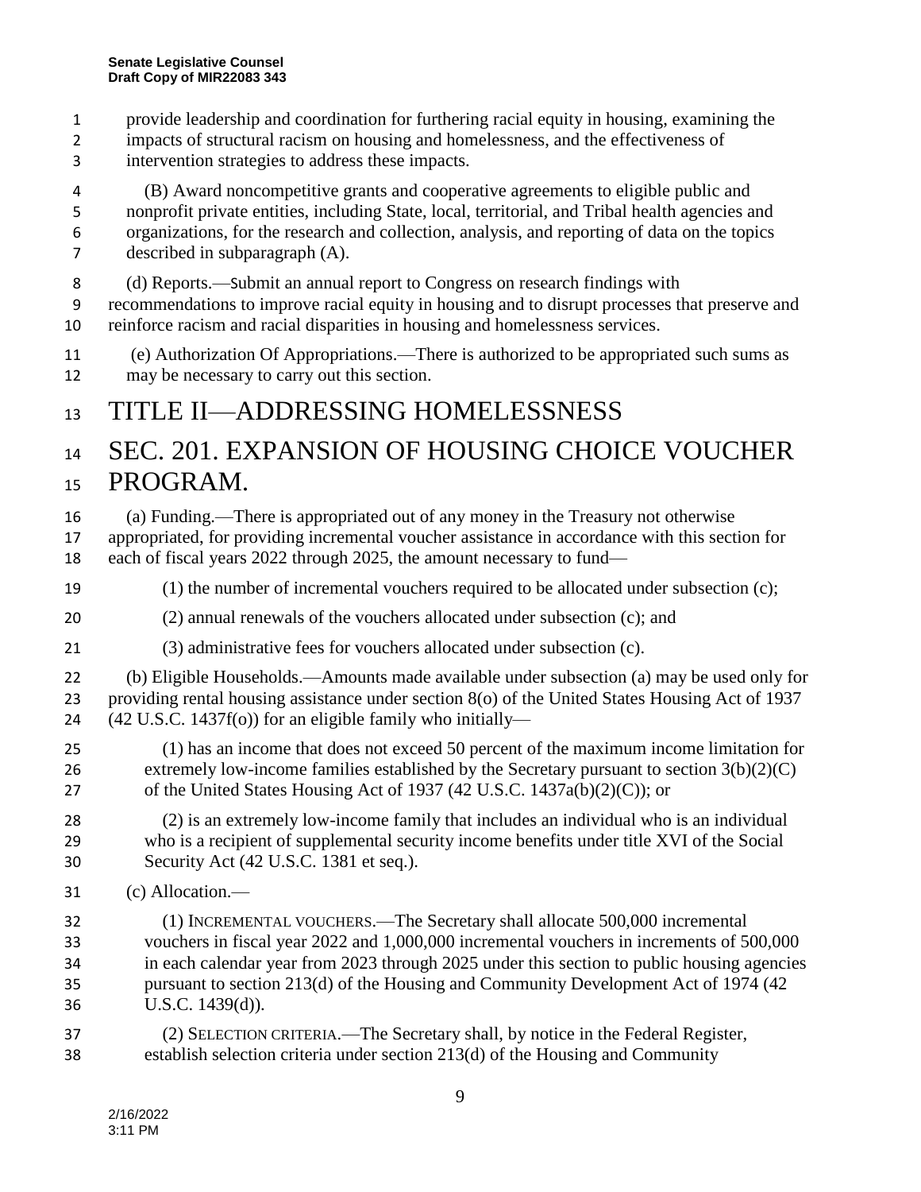provide leadership and coordination for furthering racial equity in housing, examining the impacts of structural racism on housing and homelessness, and the effectiveness of intervention strategies to address these impacts.

(B) Award noncompetitive grants and cooperative agreements to eligible public and nonprofit private entities, including State, local, territorial, and Tribal health agencies and organizations, for the research and collection, analysis, and reporting of data on the topics described in subparagraph (A).

(d) Reports.—Submit an annual report to Congress on research findings with recommendations to improve racial equity in housing and to disrupt processes that preserve and reinforce racism and racial disparities in housing and homelessness services.

(e) Authorization Of Appropriations.—There is authorized to be appropriated such sums as may be necessary to carry out this section.

# TITLE II—ADDRESSING HOMELESSNESS

# SEC. 201. EXPANSION OF HOUSING CHOICE VOUCHER PROGRAM.

(a) Funding.—There is appropriated out of any money in the Treasury not otherwise appropriated, for providing incremental voucher assistance in accordance with this section for each of fiscal years 2022 through 2025, the amount necessary to fund—

(1) the number of incremental vouchers required to be allocated under subsection (c);

(2) annual renewals of the vouchers allocated under subsection (c); and

(3) administrative fees for vouchers allocated under subsection (c).

(b) Eligible Households.—Amounts made available under subsection (a) may be used only for providing rental housing assistance under section 8(o) of the United States Housing Act of 1937 (42 U.S.C. 1437f(o)) for an eligible family who initially—

(1) has an income that does not exceed 50 percent of the maximum income limitation for extremely low-income families established by the Secretary pursuant to section 3(b)(2)(C) of the United States Housing Act of 1937 (42 U.S.C. 1437a(b)(2)(C)); or

(2) is an extremely low-income family that includes an individual who is an individual who is a recipient of supplemental security income benefits under title XVI of the Social Security Act (42 U.S.C. 1381 et seq.).

(c) Allocation.—

(1) INCREMENTAL VOUCHERS.—The Secretary shall allocate 500,000 incremental vouchers in fiscal year 2022 and 1,000,000 incremental vouchers in increments of 500,000 in each calendar year from 2023 through 2025 under this section to public housing agencies pursuant to section 213(d) of the Housing and Community Development Act of 1974 (42 U.S.C. 1439(d)).

(2) SELECTION CRITERIA.—The Secretary shall, by notice in the Federal Register, establish selection criteria under section 213(d) of the Housing and Community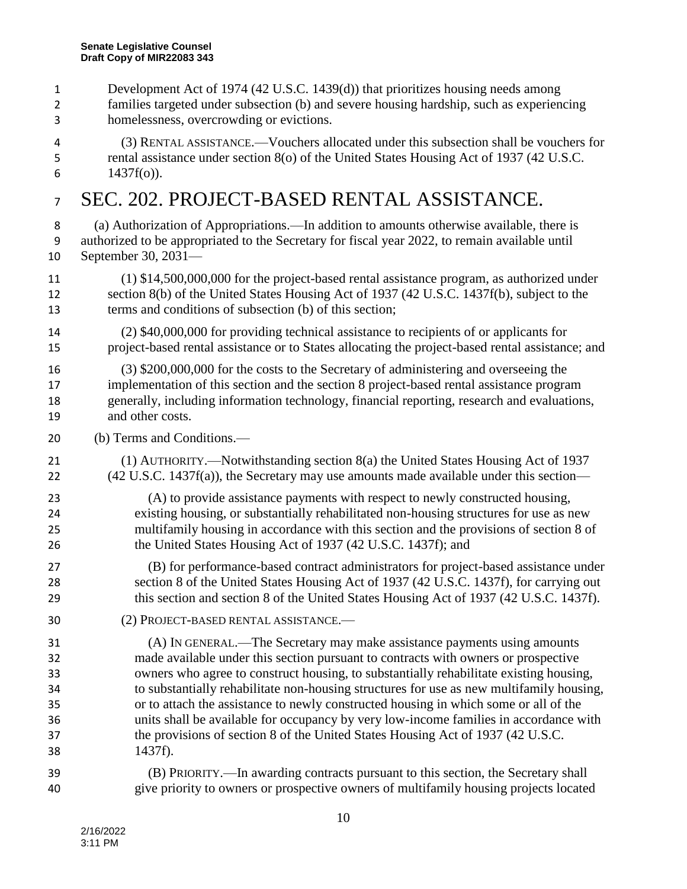Development Act of 1974 (42 U.S.C. 1439(d)) that prioritizes housing needs among families targeted under subsection (b) and severe housing hardship, such as experiencing homelessness, overcrowding or evictions.

(3) RENTAL ASSISTANCE.—Vouchers allocated under this subsection shall be vouchers for rental assistance under section 8(o) of the United States Housing Act of 1937 (42 U.S.C. 1437f(o)).

# SEC. 202. PROJECT-BASED RENTAL ASSISTANCE.

(a) Authorization of Appropriations.—In addition to amounts otherwise available, there is authorized to be appropriated to the Secretary for fiscal year 2022, to remain available until September 30, 2031—

(1) $14,500,000,000 for the project-based rental assistance program, as authorized under section 8(b) of the United States Housing Act of 1937 (42 U.S.C. 1437f(b), subject to the terms and conditions of subsection (b) of this section;

(2) $40,000,000 for providing technical assistance to recipients of or applicants for project-based rental assistance or to States allocating the project-based rental assistance; and

(3) $200,000,000 for the costs to the Secretary of administering and overseeing the implementation of this section and the section 8 project-based rental assistance program generally, including information technology, financial reporting, research and evaluations, and other costs.

(b) Terms and Conditions.—

(1) AUTHORITY.—Notwithstanding section 8(a) the United States Housing Act of 1937 (42 U.S.C. 1437f(a)), the Secretary may use amounts made available under this section—

(A) to provide assistance payments with respect to newly constructed housing, existing housing, or substantially rehabilitated non-housing structures for use as new multifamily housing in accordance with this section and the provisions of section 8 of the United States Housing Act of 1937 (42 U.S.C. 1437f); and

(B) for performance-based contract administrators for project-based assistance under section 8 of the United States Housing Act of 1937 (42 U.S.C. 1437f), for carrying out this section and section 8 of the United States Housing Act of 1937 (42 U.S.C. 1437f).

(2) PROJECT-BASED RENTAL ASSISTANCE.—

(A) IN GENERAL.—The Secretary may make assistance payments using amounts made available under this section pursuant to contracts with owners or prospective owners who agree to construct housing, to substantially rehabilitate existing housing, to substantially rehabilitate non-housing structures for use as new multifamily housing, or to attach the assistance to newly constructed housing in which some or all of the units shall be available for occupancy by very low-income families in accordance with the provisions of section 8 of the United States Housing Act of 1937 (42 U.S.C. 1437f).

(B) PRIORITY.—In awarding contracts pursuant to this section, the Secretary shall give priority to owners or prospective owners of multifamily housing projects located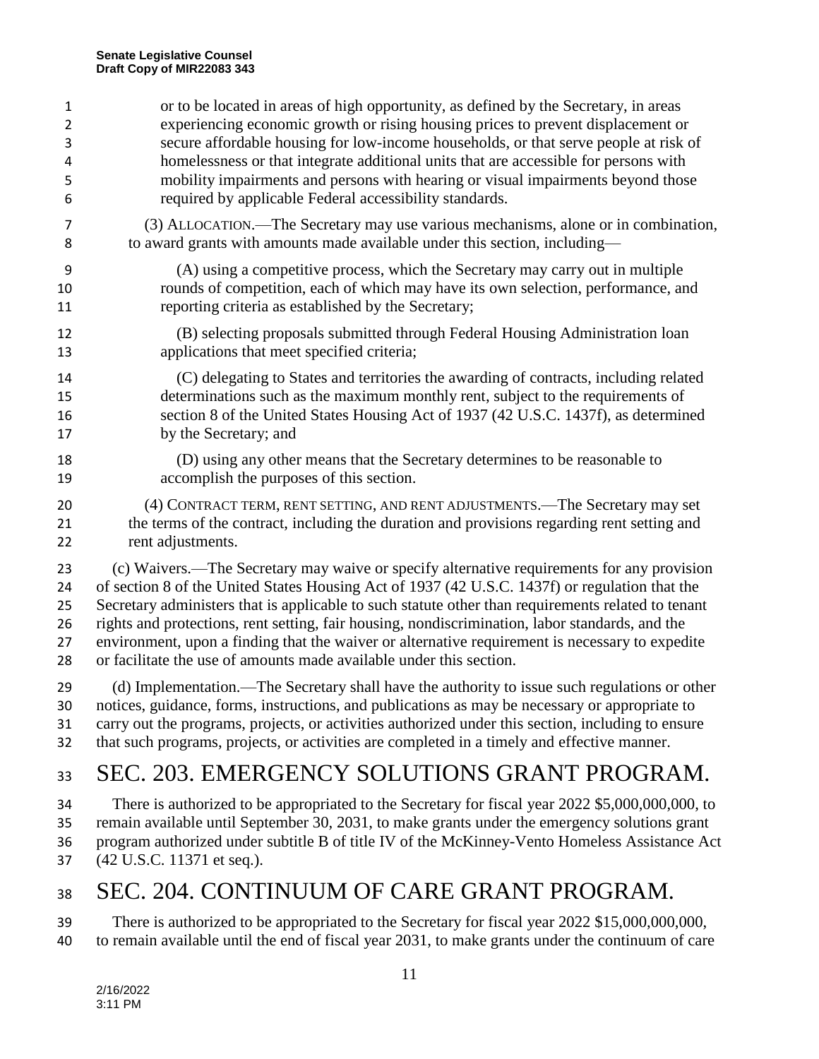or to be located in areas of high opportunity, as defined by the Secretary, in areas experiencing economic growth or rising housing prices to prevent displacement or secure affordable housing for low-income households, or that serve people at risk of homelessness or that integrate additional units that are accessible for persons with mobility impairments and persons with hearing or visual impairments beyond those required by applicable Federal accessibility standards.

(3) ALLOCATION.—The Secretary may use various mechanisms, alone or in combination, to award grants with amounts made available under this section, including—

(A) using a competitive process, which the Secretary may carry out in multiple rounds of competition, each of which may have its own selection, performance, and reporting criteria as established by the Secretary;

(B) selecting proposals submitted through Federal Housing Administration loan applications that meet specified criteria;

(C) delegating to States and territories the awarding of contracts, including related determinations such as the maximum monthly rent, subject to the requirements of section 8 of the United States Housing Act of 1937 (42 U.S.C. 1437f), as determined by the Secretary; and

(D) using any other means that the Secretary determines to be reasonable to accomplish the purposes of this section.

(4) CONTRACT TERM, RENT SETTING, AND RENT ADJUSTMENTS.—The Secretary may set the terms of the contract, including the duration and provisions regarding rent setting and rent adjustments.

(c) Waivers.—The Secretary may waive or specify alternative requirements for any provision of section 8 of the United States Housing Act of 1937 (42 U.S.C. 1437f) or regulation that the Secretary administers that is applicable to such statute other than requirements related to tenant rights and protections, rent setting, fair housing, nondiscrimination, labor standards, and the environment, upon a finding that the waiver or alternative requirement is necessary to expedite or facilitate the use of amounts made available under this section.

(d) Implementation.—The Secretary shall have the authority to issue such regulations or other notices, guidance, forms, instructions, and publications as may be necessary or appropriate to carry out the programs, projects, or activities authorized under this section, including to ensure that such programs, projects, or activities are completed in a timely and effective manner.

# SEC. 203. EMERGENCY SOLUTIONS GRANT PROGRAM.

There is authorized to be appropriated to the Secretary for fiscal year 2022 $5,000,000,000, to remain available until September 30, 2031, to make grants under the emergency solutions grant program authorized under subtitle B of title IV of the McKinney-Vento Homeless Assistance Act (42 U.S.C. 11371 et seq.).

# SEC. 204. CONTINUUM OF CARE GRANT PROGRAM.

There is authorized to be appropriated to the Secretary for fiscal year 2022 $15,000,000,000, to remain available until the end of fiscal year 2031, to make grants under the continuum of care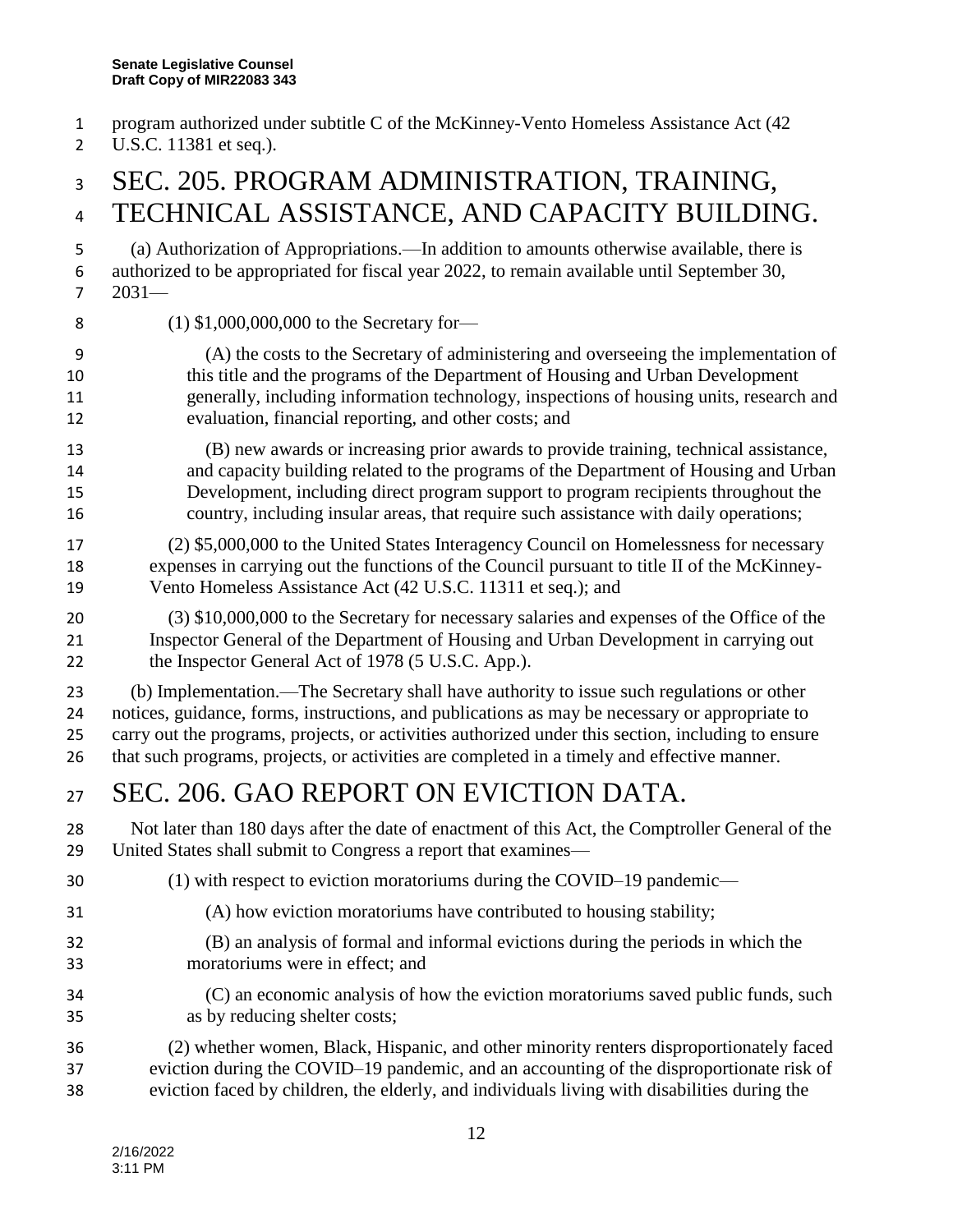program authorized under subtitle C of the McKinney-Vento Homeless Assistance Act (42 U.S.C. 11381 et seq.).

## SEC. 205. PROGRAM ADMINISTRATION, TRAINING, TECHNICAL ASSISTANCE, AND CAPACITY BUILDING.

(a) Authorization of Appropriations.—In addition to amounts otherwise available, there is authorized to be appropriated for fiscal year 2022, to remain available until September 30, 2031—

(1) $1,000,000,000 to the Secretary for—

(A) the costs to the Secretary of administering and overseeing the implementation of this title and the programs of the Department of Housing and Urban Development generally, including information technology, inspections of housing units, research and evaluation, financial reporting, and other costs; and

(B) new awards or increasing prior awards to provide training, technical assistance, and capacity building related to the programs of the Department of Housing and Urban Development, including direct program support to program recipients throughout the country, including insular areas, that require such assistance with daily operations;

(2) $5,000,000 to the United States Interagency Council on Homelessness for necessary expenses in carrying out the functions of the Council pursuant to title II of the McKinney-Vento Homeless Assistance Act (42 U.S.C. 11311 et seq.); and

(3) $10,000,000 to the Secretary for necessary salaries and expenses of the Office of the Inspector General of the Department of Housing and Urban Development in carrying out the Inspector General Act of 1978 (5 U.S.C. App.).

(b) Implementation.—The Secretary shall have authority to issue such regulations or other notices, guidance, forms, instructions, and publications as may be necessary or appropriate to carry out the programs, projects, or activities authorized under this section, including to ensure that such programs, projects, or activities are completed in a timely and effective manner.

## SEC. 206. GAO REPORT ON EVICTION DATA.

Not later than 180 days after the date of enactment of this Act, the Comptroller General of the United States shall submit to Congress a report that examines—

(1) with respect to eviction moratoriums during the COVID–19 pandemic—

(A) how eviction moratoriums have contributed to housing stability;

(B) an analysis of formal and informal evictions during the periods in which the moratoriums were in effect; and

(C) an economic analysis of how the eviction moratoriums saved public funds, such as by reducing shelter costs;

(2) whether women, Black, Hispanic, and other minority renters disproportionately faced eviction during the COVID–19 pandemic, and an accounting of the disproportionate risk of eviction faced by children, the elderly, and individuals living with disabilities during the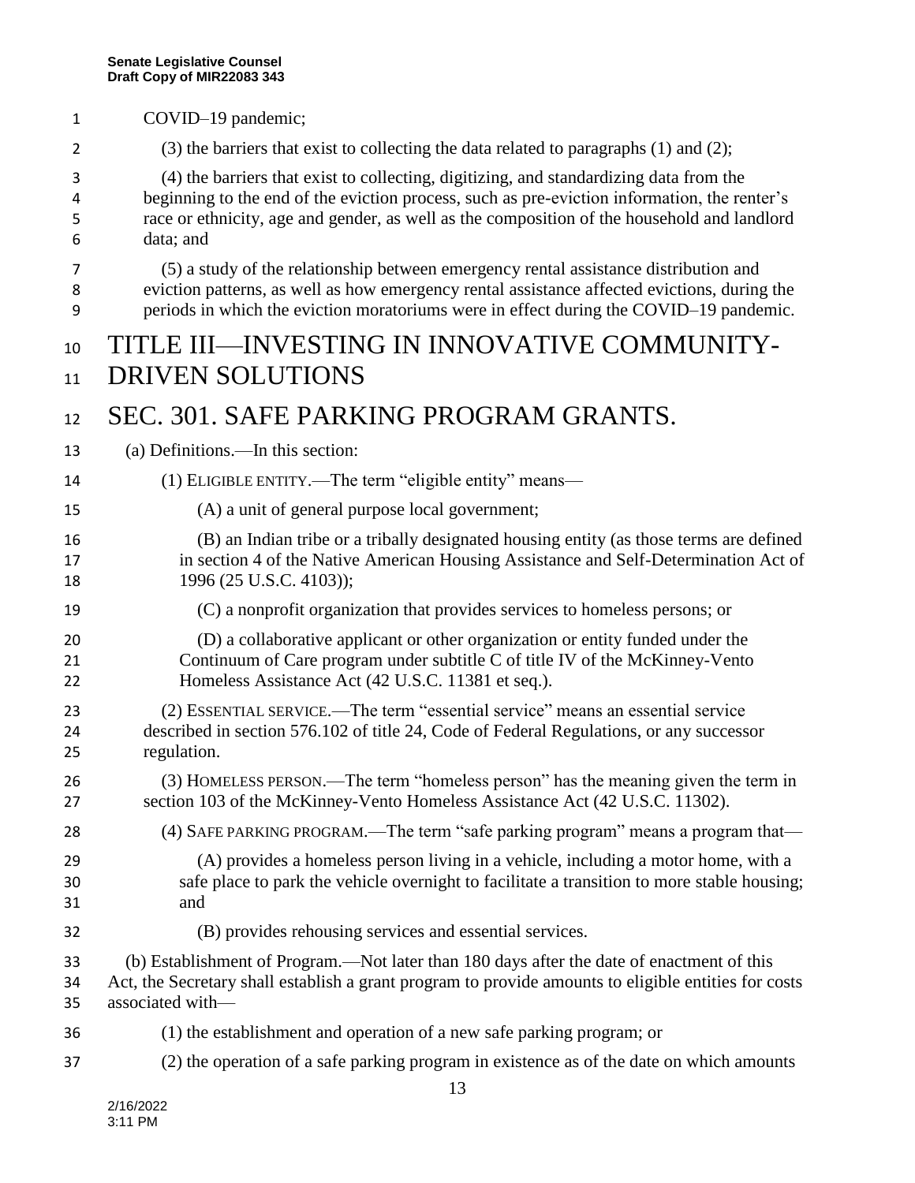COVID–19 pandemic;

(3) the barriers that exist to collecting the data related to paragraphs (1) and (2);

(4) the barriers that exist to collecting, digitizing, and standardizing data from the beginning to the end of the eviction process, such as pre-eviction information, the renter's race or ethnicity, age and gender, as well as the composition of the household and landlord data; and

(5) a study of the relationship between emergency rental assistance distribution and eviction patterns, as well as how emergency rental assistance affected evictions, during the periods in which the eviction moratoriums were in effect during the COVID–19 pandemic.

# TITLE III—INVESTING IN INNOVATIVE COMMUNITY-DRIVEN SOLUTIONS

# SEC. 301. SAFE PARKING PROGRAM GRANTS.

(a) Definitions.—In this section:

(1) ELIGIBLE ENTITY.—The term "eligible entity" means—

(A) a unit of general purpose local government;

(B) an Indian tribe or a tribally designated housing entity (as those terms are defined in section 4 of the Native American Housing Assistance and Self-Determination Act of 1996 (25 U.S.C. 4103));

(C) a nonprofit organization that provides services to homeless persons; or

(D) a collaborative applicant or other organization or entity funded under the Continuum of Care program under subtitle C of title IV of the McKinney-Vento Homeless Assistance Act (42 U.S.C. 11381 et seq.).

(2) ESSENTIAL SERVICE.—The term "essential service" means an essential service described in section 576.102 of title 24, Code of Federal Regulations, or any successor regulation.

(3) HOMELESS PERSON.—The term "homeless person" has the meaning given the term in section 103 of the McKinney-Vento Homeless Assistance Act (42 U.S.C. 11302).

(4) SAFE PARKING PROGRAM.—The term "safe parking program" means a program that—

(A) provides a homeless person living in a vehicle, including a motor home, with a safe place to park the vehicle overnight to facilitate a transition to more stable housing; and

(B) provides rehousing services and essential services.

(b) Establishment of Program.—Not later than 180 days after the date of enactment of this Act, the Secretary shall establish a grant program to provide amounts to eligible entities for costs associated with—

(1) the establishment and operation of a new safe parking program; or

(2) the operation of a safe parking program in existence as of the date on which amounts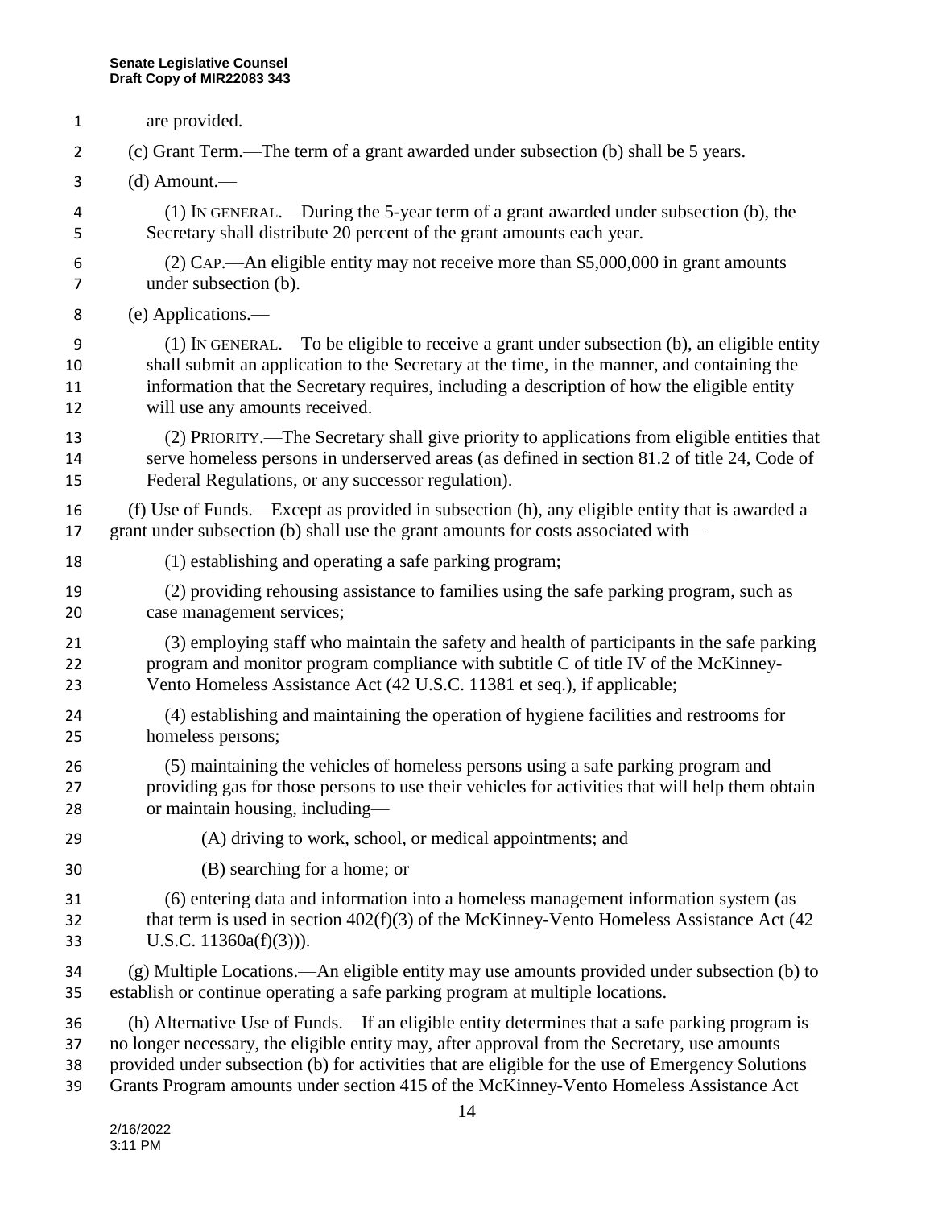are provided.

(c) Grant Term.—The term of a grant awarded under subsection (b) shall be 5 years.

(d) Amount.—

(1) IN GENERAL.—During the 5-year term of a grant awarded under subsection (b), the Secretary shall distribute 20 percent of the grant amounts each year.

(2) CAP.—An eligible entity may not receive more than $5,000,000 in grant amounts under subsection (b).

(e) Applications.—

(1) IN GENERAL.—To be eligible to receive a grant under subsection (b), an eligible entity shall submit an application to the Secretary at the time, in the manner, and containing the information that the Secretary requires, including a description of how the eligible entity will use any amounts received.

(2) PRIORITY.—The Secretary shall give priority to applications from eligible entities that serve homeless persons in underserved areas (as defined in section 81.2 of title 24, Code of Federal Regulations, or any successor regulation).

(f) Use of Funds.—Except as provided in subsection (h), any eligible entity that is awarded a grant under subsection (b) shall use the grant amounts for costs associated with—

(1) establishing and operating a safe parking program;

(2) providing rehousing assistance to families using the safe parking program, such as case management services;

(3) employing staff who maintain the safety and health of participants in the safe parking program and monitor program compliance with subtitle C of title IV of the McKinney-Vento Homeless Assistance Act (42 U.S.C. 11381 et seq.), if applicable;

(4) establishing and maintaining the operation of hygiene facilities and restrooms for homeless persons;

(5) maintaining the vehicles of homeless persons using a safe parking program and providing gas for those persons to use their vehicles for activities that will help them obtain or maintain housing, including—

(A) driving to work, school, or medical appointments; and

(B) searching for a home; or

(6) entering data and information into a homeless management information system (as that term is used in section 402(f)(3) of the McKinney-Vento Homeless Assistance Act (42 U.S.C. 11360a(f)(3))).

(g) Multiple Locations.—An eligible entity may use amounts provided under subsection (b) to establish or continue operating a safe parking program at multiple locations.

(h) Alternative Use of Funds.—If an eligible entity determines that a safe parking program is no longer necessary, the eligible entity may, after approval from the Secretary, use amounts provided under subsection (b) for activities that are eligible for the use of Emergency Solutions Grants Program amounts under section 415 of the McKinney-Vento Homeless Assistance Act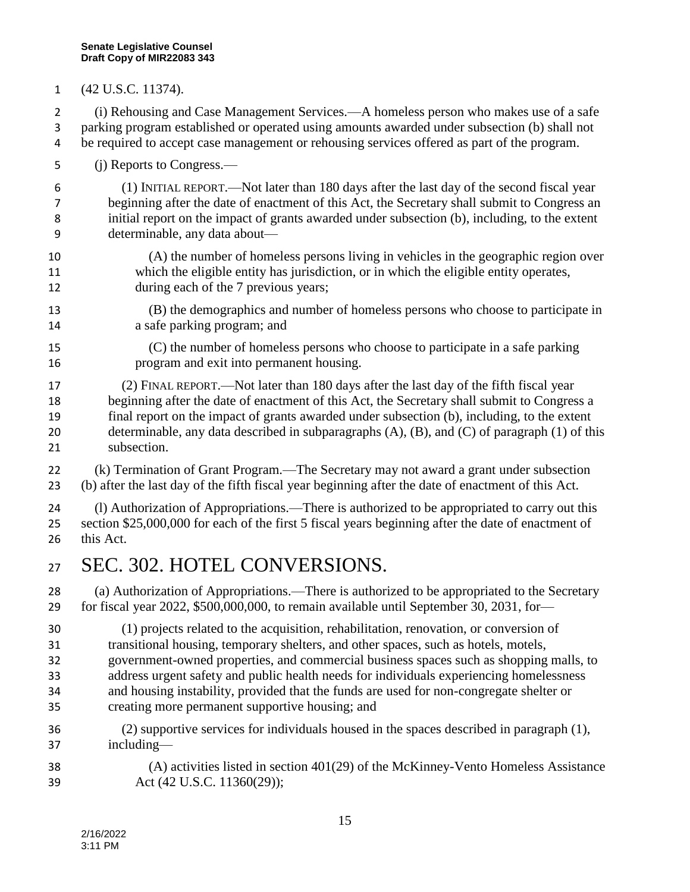(42 U.S.C. 11374).

(i) Rehousing and Case Management Services.—A homeless person who makes use of a safe parking program established or operated using amounts awarded under subsection (b) shall not be required to accept case management or rehousing services offered as part of the program.

(j) Reports to Congress.—

(1) INITIAL REPORT.—Not later than 180 days after the last day of the second fiscal year beginning after the date of enactment of this Act, the Secretary shall submit to Congress an initial report on the impact of grants awarded under subsection (b), including, to the extent determinable, any data about—

(A) the number of homeless persons living in vehicles in the geographic region over which the eligible entity has jurisdiction, or in which the eligible entity operates, during each of the 7 previous years;

(B) the demographics and number of homeless persons who choose to participate in a safe parking program; and

(C) the number of homeless persons who choose to participate in a safe parking program and exit into permanent housing.

(2) FINAL REPORT.—Not later than 180 days after the last day of the fifth fiscal year beginning after the date of enactment of this Act, the Secretary shall submit to Congress a final report on the impact of grants awarded under subsection (b), including, to the extent determinable, any data described in subparagraphs (A), (B), and (C) of paragraph (1) of this subsection.

(k) Termination of Grant Program.—The Secretary may not award a grant under subsection (b) after the last day of the fifth fiscal year beginning after the date of enactment of this Act.

(l) Authorization of Appropriations.—There is authorized to be appropriated to carry out this section $25,000,000 for each of the first 5 fiscal years beginning after the date of enactment of this Act.

# SEC. 302. HOTEL CONVERSIONS.

(a) Authorization of Appropriations.—There is authorized to be appropriated to the Secretary for fiscal year 2022, $500,000,000, to remain available until September 30, 2031, for—

(1) projects related to the acquisition, rehabilitation, renovation, or conversion of transitional housing, temporary shelters, and other spaces, such as hotels, motels, government-owned properties, and commercial business spaces such as shopping malls, to address urgent safety and public health needs for individuals experiencing homelessness and housing instability, provided that the funds are used for non-congregate shelter or creating more permanent supportive housing; and

(2) supportive services for individuals housed in the spaces described in paragraph (1), including—

(A) activities listed in section 401(29) of the McKinney-Vento Homeless Assistance Act (42 U.S.C. 11360(29));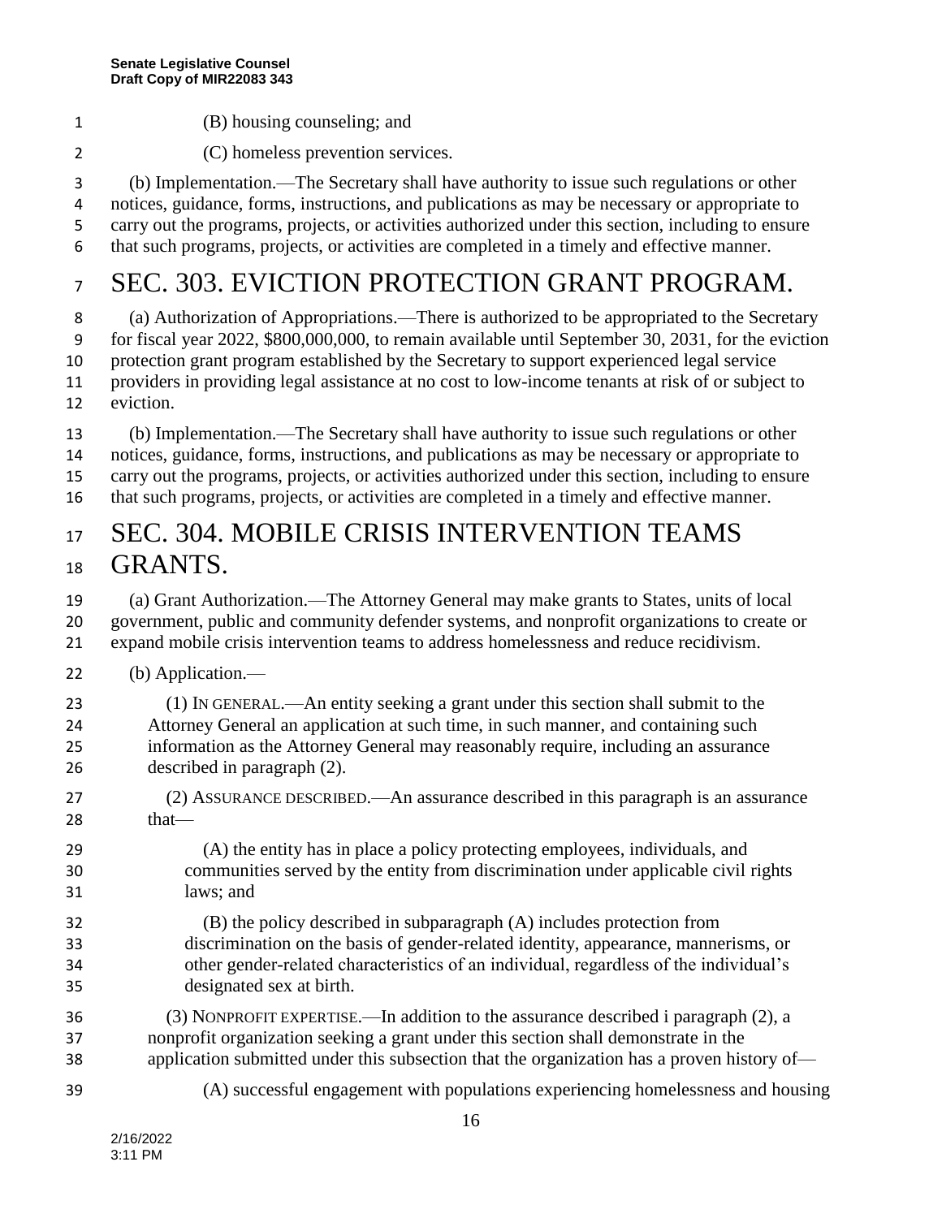(B) housing counseling; and

(C) homeless prevention services.

(b) Implementation.—The Secretary shall have authority to issue such regulations or other notices, guidance, forms, instructions, and publications as may be necessary or appropriate to carry out the programs, projects, or activities authorized under this section, including to ensure that such programs, projects, or activities are completed in a timely and effective manner.

# SEC. 303. EVICTION PROTECTION GRANT PROGRAM.

(a) Authorization of Appropriations.—There is authorized to be appropriated to the Secretary for fiscal year 2022, $800,000,000, to remain available until September 30, 2031, for the eviction protection grant program established by the Secretary to support experienced legal service providers in providing legal assistance at no cost to low-income tenants at risk of or subject to eviction.

(b) Implementation.—The Secretary shall have authority to issue such regulations or other notices, guidance, forms, instructions, and publications as may be necessary or appropriate to carry out the programs, projects, or activities authorized under this section, including to ensure that such programs, projects, or activities are completed in a timely and effective manner.

# SEC. 304. MOBILE CRISIS INTERVENTION TEAMS GRANTS.

(a) Grant Authorization.—The Attorney General may make grants to States, units of local government, public and community defender systems, and nonprofit organizations to create or expand mobile crisis intervention teams to address homelessness and reduce recidivism.

(b) Application.—

(1) IN GENERAL.—An entity seeking a grant under this section shall submit to the Attorney General an application at such time, in such manner, and containing such information as the Attorney General may reasonably require, including an assurance described in paragraph (2).

(2) ASSURANCE DESCRIBED.—An assurance described in this paragraph is an assurance that—

(A) the entity has in place a policy protecting employees, individuals, and communities served by the entity from discrimination under applicable civil rights laws; and

(B) the policy described in subparagraph (A) includes protection from discrimination on the basis of gender-related identity, appearance, mannerisms, or other gender-related characteristics of an individual, regardless of the individual's designated sex at birth.

(3) NONPROFIT EXPERTISE.—In addition to the assurance described i paragraph (2), a nonprofit organization seeking a grant under this section shall demonstrate in the application submitted under this subsection that the organization has a proven history of—

(A) successful engagement with populations experiencing homelessness and housing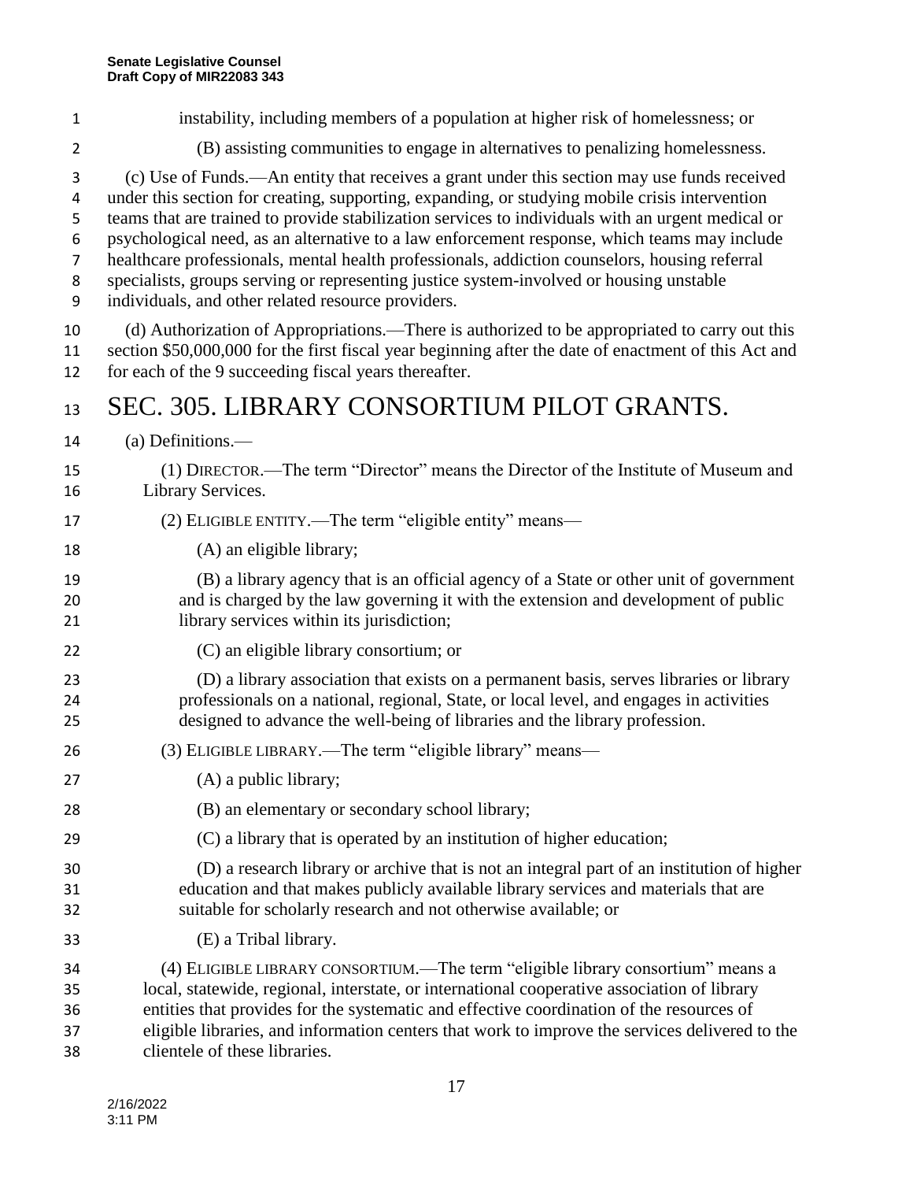instability, including members of a population at higher risk of homelessness; or

(B) assisting communities to engage in alternatives to penalizing homelessness.

(c) Use of Funds.—An entity that receives a grant under this section may use funds received under this section for creating, supporting, expanding, or studying mobile crisis intervention teams that are trained to provide stabilization services to individuals with an urgent medical or psychological need, as an alternative to a law enforcement response, which teams may include healthcare professionals, mental health professionals, addiction counselors, housing referral specialists, groups serving or representing justice system-involved or housing unstable individuals, and other related resource providers.

(d) Authorization of Appropriations.—There is authorized to be appropriated to carry out this section $50,000,000 for the first fiscal year beginning after the date of enactment of this Act and for each of the 9 succeeding fiscal years thereafter.

# SEC. 305. LIBRARY CONSORTIUM PILOT GRANTS.

(a) Definitions.—

(1) DIRECTOR.—The term "Director" means the Director of the Institute of Museum and Library Services.

(2) ELIGIBLE ENTITY.—The term "eligible entity" means—

(A) an eligible library;

(B) a library agency that is an official agency of a State or other unit of government and is charged by the law governing it with the extension and development of public library services within its jurisdiction;

(C) an eligible library consortium; or

(D) a library association that exists on a permanent basis, serves libraries or library professionals on a national, regional, State, or local level, and engages in activities designed to advance the well-being of libraries and the library profession.

(3) ELIGIBLE LIBRARY.—The term "eligible library" means—

(A) a public library;

(B) an elementary or secondary school library;

(C) a library that is operated by an institution of higher education;

(D) a research library or archive that is not an integral part of an institution of higher education and that makes publicly available library services and materials that are suitable for scholarly research and not otherwise available; or

(E) a Tribal library.

(4) ELIGIBLE LIBRARY CONSORTIUM.—The term "eligible library consortium" means a local, statewide, regional, interstate, or international cooperative association of library entities that provides for the systematic and effective coordination of the resources of eligible libraries, and information centers that work to improve the services delivered to the clientele of these libraries.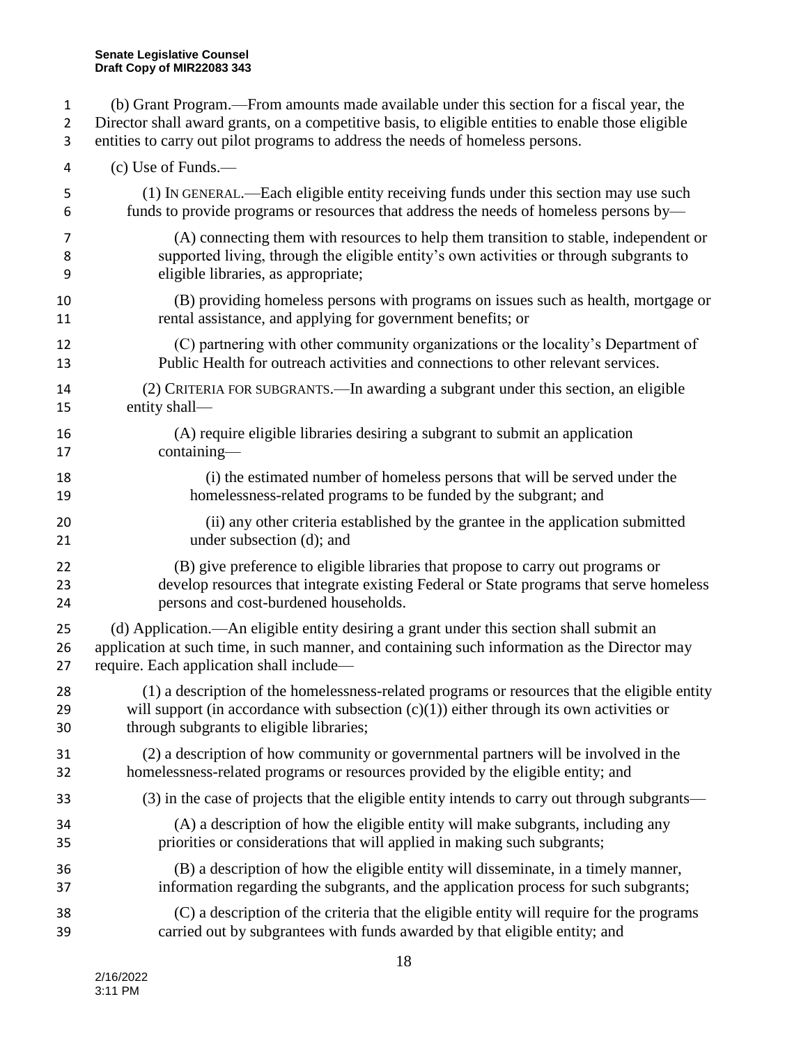(b) Grant Program.—From amounts made available under this section for a fiscal year, the Director shall award grants, on a competitive basis, to eligible entities to enable those eligible entities to carry out pilot programs to address the needs of homeless persons.

(c) Use of Funds.—

(1) IN GENERAL.—Each eligible entity receiving funds under this section may use such funds to provide programs or resources that address the needs of homeless persons by—

(A) connecting them with resources to help them transition to stable, independent or supported living, through the eligible entity's own activities or through subgrants to eligible libraries, as appropriate;

(B) providing homeless persons with programs on issues such as health, mortgage or rental assistance, and applying for government benefits; or

(C) partnering with other community organizations or the locality's Department of Public Health for outreach activities and connections to other relevant services.

(2) CRITERIA FOR SUBGRANTS.—In awarding a subgrant under this section, an eligible entity shall—

(A) require eligible libraries desiring a subgrant to submit an application containing—

(i) the estimated number of homeless persons that will be served under the homelessness-related programs to be funded by the subgrant; and

(ii) any other criteria established by the grantee in the application submitted under subsection (d); and

(B) give preference to eligible libraries that propose to carry out programs or develop resources that integrate existing Federal or State programs that serve homeless persons and cost-burdened households.

(d) Application.—An eligible entity desiring a grant under this section shall submit an application at such time, in such manner, and containing such information as the Director may require. Each application shall include—

(1) a description of the homelessness-related programs or resources that the eligible entity will support (in accordance with subsection (c)(1)) either through its own activities or through subgrants to eligible libraries;

(2) a description of how community or governmental partners will be involved in the homelessness-related programs or resources provided by the eligible entity; and

(3) in the case of projects that the eligible entity intends to carry out through subgrants—

(A) a description of how the eligible entity will make subgrants, including any priorities or considerations that will applied in making such subgrants;

(B) a description of how the eligible entity will disseminate, in a timely manner, information regarding the subgrants, and the application process for such subgrants;

(C) a description of the criteria that the eligible entity will require for the programs carried out by subgrantees with funds awarded by that eligible entity; and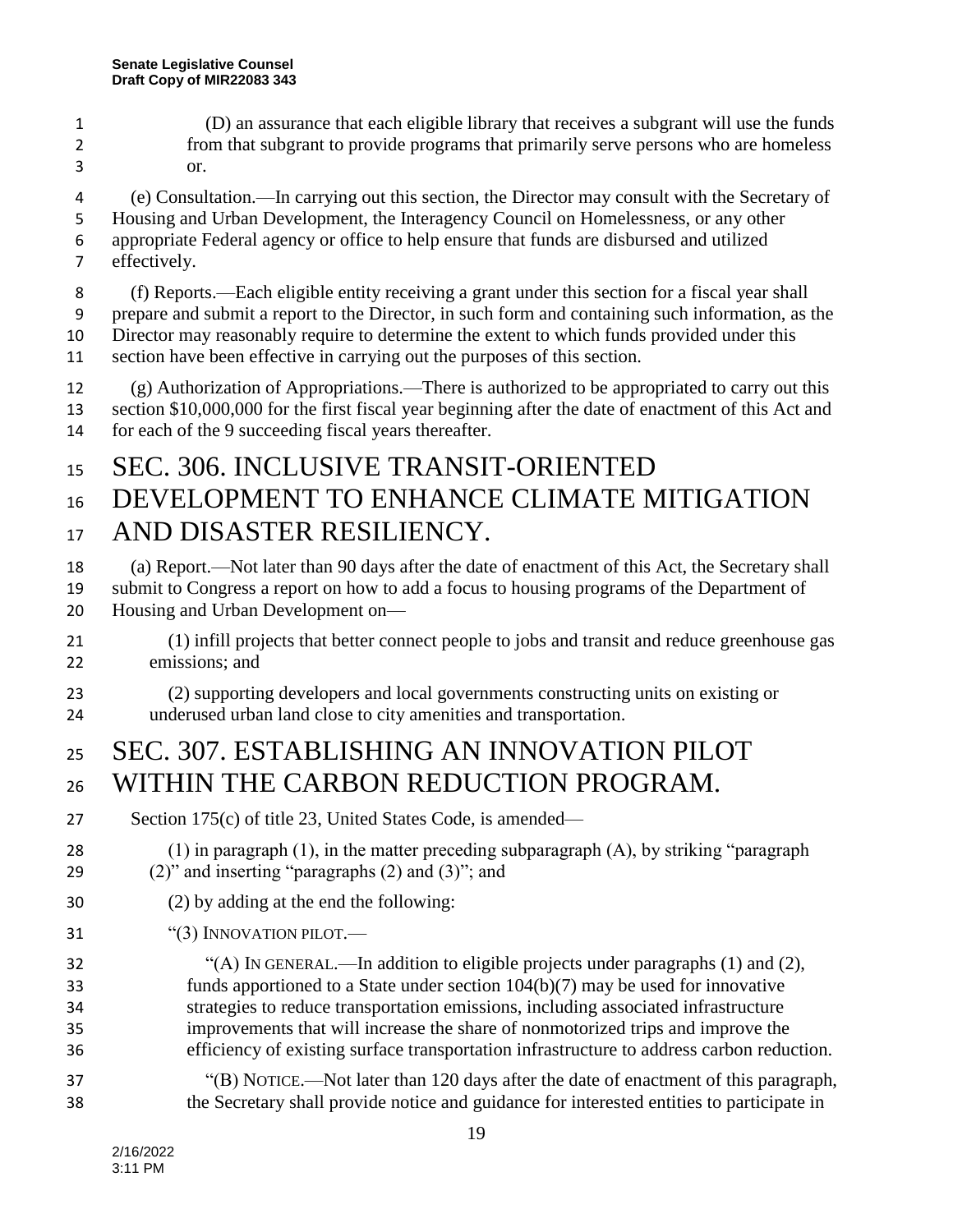(D) an assurance that each eligible library that receives a subgrant will use the funds from that subgrant to provide programs that primarily serve persons who are homeless or.

(e) Consultation.—In carrying out this section, the Director may consult with the Secretary of Housing and Urban Development, the Interagency Council on Homelessness, or any other appropriate Federal agency or office to help ensure that funds are disbursed and utilized effectively.

(f) Reports.—Each eligible entity receiving a grant under this section for a fiscal year shall prepare and submit a report to the Director, in such form and containing such information, as the Director may reasonably require to determine the extent to which funds provided under this section have been effective in carrying out the purposes of this section.

(g) Authorization of Appropriations.—There is authorized to be appropriated to carry out this section $10,000,000 for the first fiscal year beginning after the date of enactment of this Act and for each of the 9 succeeding fiscal years thereafter.

# SEC. 306. INCLUSIVE TRANSIT-ORIENTED DEVELOPMENT TO ENHANCE CLIMATE MITIGATION AND DISASTER RESILIENCY.

(a) Report.—Not later than 90 days after the date of enactment of this Act, the Secretary shall submit to Congress a report on how to add a focus to housing programs of the Department of Housing and Urban Development on—

(1) infill projects that better connect people to jobs and transit and reduce greenhouse gas emissions; and

(2) supporting developers and local governments constructing units on existing or underused urban land close to city amenities and transportation.

# SEC. 307. ESTABLISHING AN INNOVATION PILOT WITHIN THE CARBON REDUCTION PROGRAM.

Section 175(c) of title 23, United States Code, is amended—

(1) in paragraph (1), in the matter preceding subparagraph (A), by striking "paragraph (2)" and inserting "paragraphs (2) and (3)"; and

(2) by adding at the end the following:

"(3) INNOVATION PILOT.—

"(A) IN GENERAL.—In addition to eligible projects under paragraphs (1) and (2), funds apportioned to a State under section 104(b)(7) may be used for innovative strategies to reduce transportation emissions, including associated infrastructure improvements that will increase the share of nonmotorized trips and improve the efficiency of existing surface transportation infrastructure to address carbon reduction.

"(B) NOTICE.—Not later than 120 days after the date of enactment of this paragraph, the Secretary shall provide notice and guidance for interested entities to participate in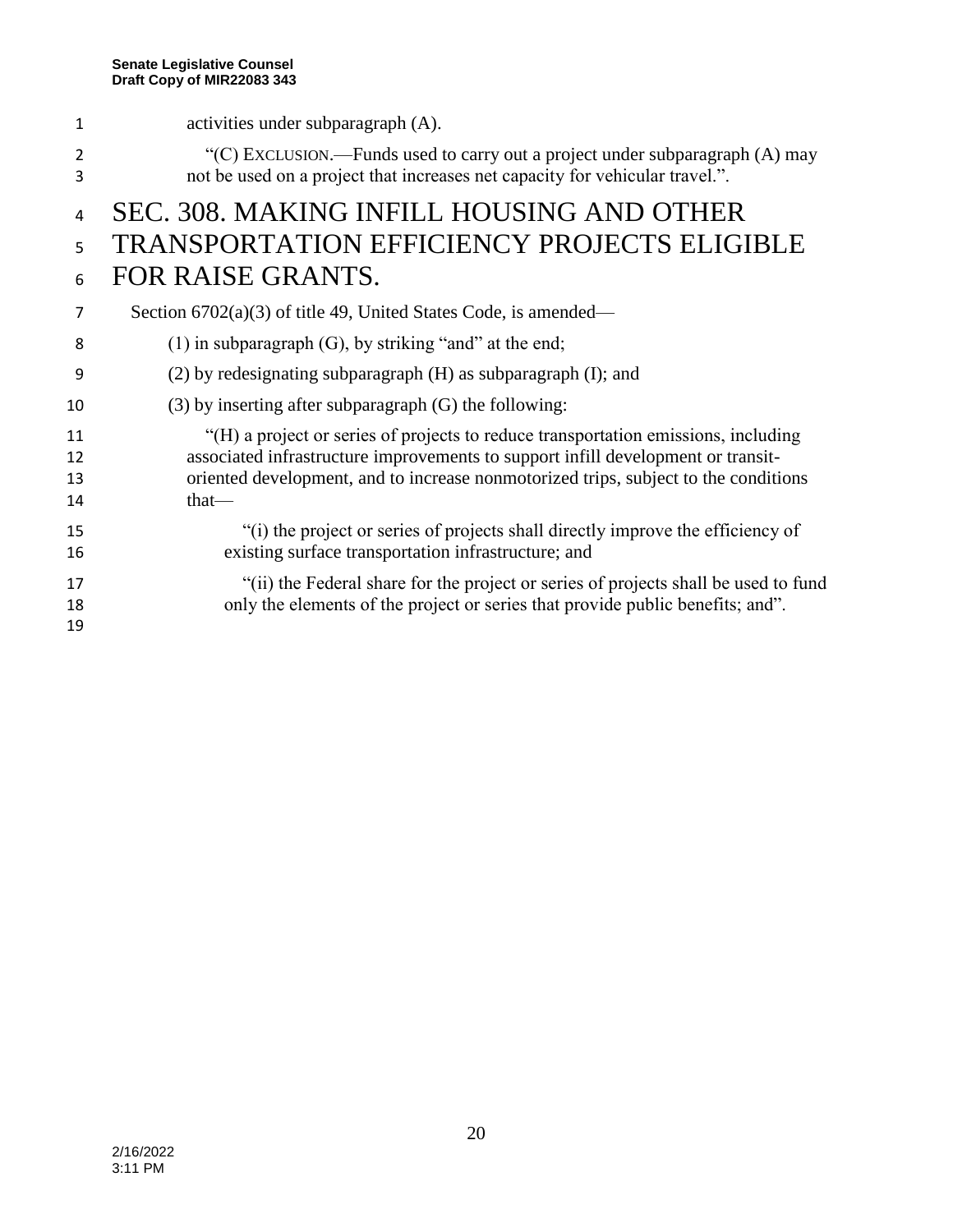activities under subparagraph (A).

"(C) EXCLUSION.—Funds used to carry out a project under subparagraph (A) may not be used on a project that increases net capacity for vehicular travel.".

# SEC. 308. MAKING INFILL HOUSING AND OTHER TRANSPORTATION EFFICIENCY PROJECTS ELIGIBLE FOR RAISE GRANTS.

Section 6702(a)(3) of title 49, United States Code, is amended—

(1) in subparagraph (G), by striking "and" at the end;

(2) by redesignating subparagraph (H) as subparagraph (I); and

(3) by inserting after subparagraph (G) the following:

"(H) a project or series of projects to reduce transportation emissions, including associated infrastructure improvements to support infill development or transit-oriented development, and to increase nonmotorized trips, subject to the conditions that—

"(i) the project or series of projects shall directly improve the efficiency of existing surface transportation infrastructure; and

"(ii) the Federal share for the project or series of projects shall be used to fund only the elements of the project or series that provide public benefits; and".